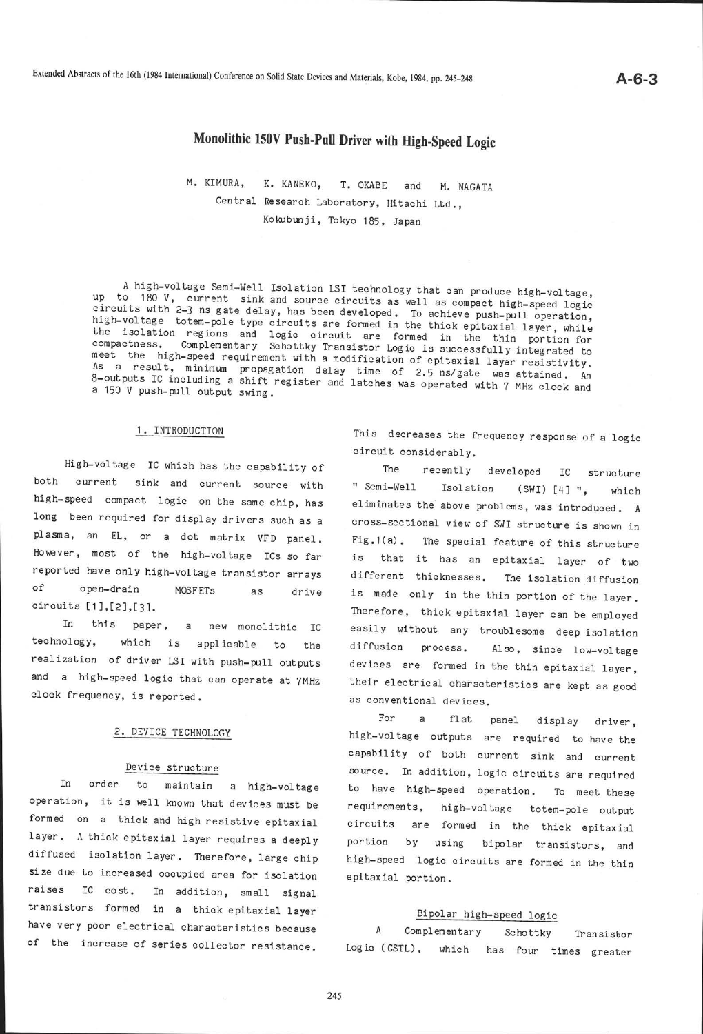# Monolithic 150V Push-Pull Driver with High-Speed Logic

M. KIMURA, K. KANEKO, T. OKABE and M. NAGATA

Central Research Laboratory, Hitachi Ltd.,
Kokubunji, Tokyo 185, Japan

A high-voltage Semi-Well Isolation LSI technology that can produce high-voltage, up to 180 V, current sink and source circuits as well as compact high-speed logic circuits with 2-3 ns gate delay, has been developed. To achieve push-pull operation, high-voltage totem-pole type circuits are formed in the thick epitaxial layer, while the isolation regions and logic circuit are formed in the thin portion for compactness. Complementary Schottky Transistor Logic is successfully integrated to meet the high-speed requirement with a modification of epitaxial layer resistivity. As a result, minimum propagation delay time of 2.5 ns/gate was attained. An 8-outputs IC including a shift register and latches was operated with 7 MHz clock and a 150 V push-pull output swing.

## 1. INTRODUCTION

High-voltage IC which has the capability of both current sink and current source with high-speed compact logic on the same chip, has long been required for display drivers such as a plasma, an EL, or a dot matrix VFD panel. However, most of the high-voltage ICs so far reported have only high-voltage transistor arrays of open-drain MOSFETs as drive circuits [1],[2],[3].

In this paper, a new monolithic IC technology, which is applicable to the realization of driver LSI with push-pull outputs and a high-speed logic that can operate at 7MHz clock frequency, is reported.

## 2. DEVICE TECHNOLOGY

### Device structure

In order to maintain a high-voltage operation, it is well known that devices must be formed on a thick and high resistive epitaxial layer. A thick epitaxial layer requires a deeply diffused isolation layer. Therefore, large chip size due to increased occupied area for isolation raises IC cost. In addition, small signal transistors formed in a thick epitaxial layer have very poor electrical characteristics because of the increase of series collector resistance. This decreases the frequency response of a logic circuit considerably.

The recently developed IC structure " Semi-Well Isolation (SWI) [4] ", which eliminates the above problems, was introduced. A cross-sectional view of SWI structure is shown in Fig.1(a). The special feature of this structure is that it has an epitaxial layer of two different thicknesses. The isolation diffusion is made only in the thin portion of the layer. Therefore, thick epitaxial layer can be employed easily without any troublesome deep isolation diffusion process. Also, since low-voltage devices are formed in the thin epitaxial layer, their electrical characteristics are kept as good as conventional devices.

For a flat panel display driver, high-voltage outputs are required to have the capability of both current sink and current source. In addition, logic circuits are required to have high-speed operation. To meet these requirements, high-voltage totem-pole output circuits are formed in the thick epitaxial portion by using bipolar transistors, and high-speed logic circuits are formed in the thin epitaxial portion.

### Bipolar high-speed logic

A Complementary Schottky Transistor Logic (CSTL), which has four times greater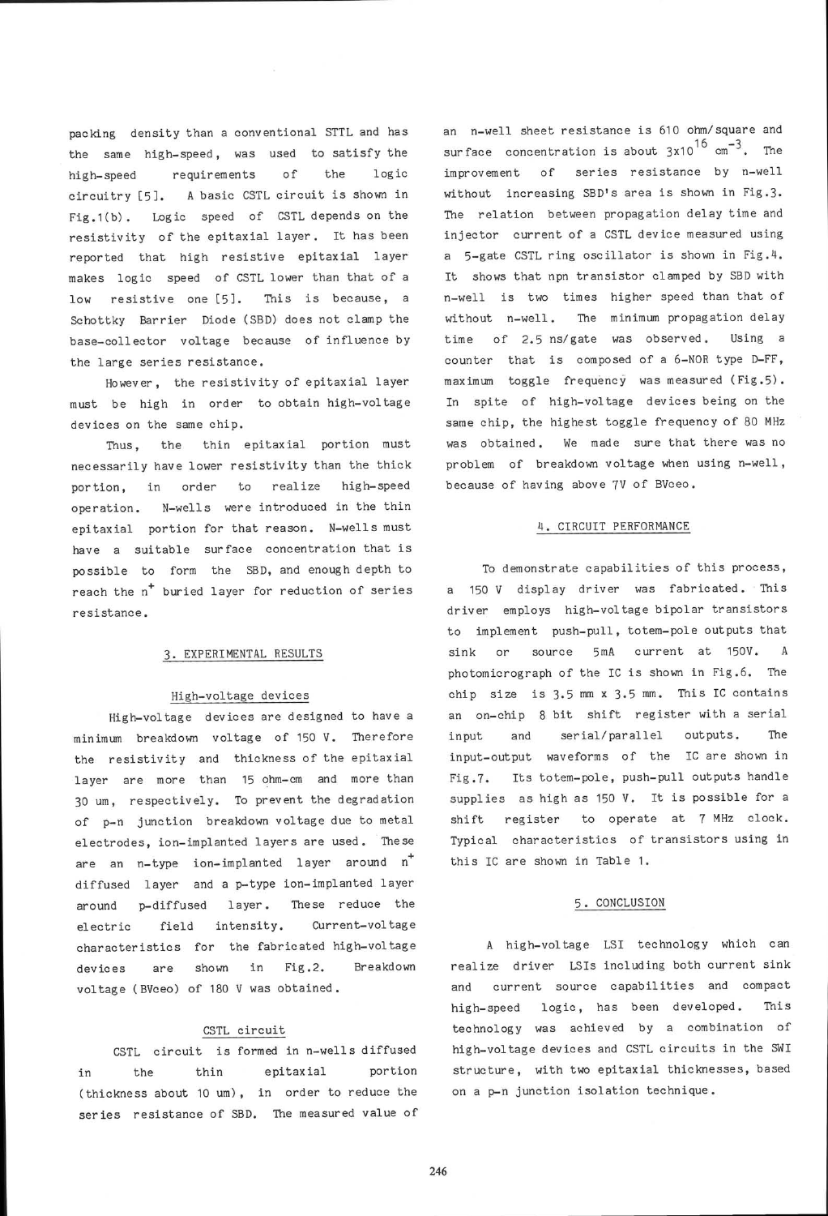packing density than a conventional STTL and has the same high-speed, was used to satisfy the high-speed requirements of the logic circuitry [5]. A basic CSTL circuit is shown in Fig.1(b). Logic speed of CSTL depends on the resistivity of the epitaxial layer. It has been reported that high resistive epitaxial layer makes logic speed of CSTL lower than that of a low resistive one [5]. This is because, a Schottky Barrier Diode (SBD) does not clamp the base-collector voltage because of influence by the large series resistance.

However, the resistivity of epitaxial layer must be high in order to obtain high-voltage devices on the same chip.

Thus, the thin epitaxial portion must necessarily have lower resistivity than the thick portion, in order to realize high-speed operation. N-wells were introduced in the thin epitaxial portion for that reason. N-wells must have a suitable surface concentration that is possible to form the SBD, and enough depth to reach the $n^+$ buried layer for reduction of series resistance.

## 3. EXPERIMENTAL RESULTS

### High-voltage devices

High-voltage devices are designed to have a minimum breakdown voltage of 150 V. Therefore the resistivity and thickness of the epitaxial layer are more than 15 ohm-cm and more than 30 um, respectively. To prevent the degradation of p-n junction breakdown voltage due to metal electrodes, ion-implanted layers are used. These are an n-type ion-implanted layer around $n^+$ diffused layer and a p-type ion-implanted layer around p-diffused layer. These reduce the electric field intensity. Current-voltage characteristics for the fabricated high-voltage devices are shown in Fig.2. Breakdown voltage (BVceo) of 180 V was obtained.

### CSTL circuit

CSTL circuit is formed in n-wells diffused in the thin epitaxial portion (thickness about 10 um), in order to reduce the series resistance of SBD. The measured value of an n-well sheet resistance is 610 ohm/square and surface concentration is about $3\times10^{16}$ $cm^{-3}$. The improvement of series resistance by n-well without increasing SBD's area is shown in Fig.3. The relation between propagation delay time and injector current of a CSTL device measured using a 5-gate CSTL ring oscillator is shown in Fig.4. It shows that npn transistor clamped by SBD with n-well is two times higher speed than that of without n-well. The minimum propagation delay time of 2.5 ns/gate was observed. Using a counter that is composed of a 6-NOR type D-FF, maximum toggle frequency was measured (Fig.5). In spite of high-voltage devices being on the same chip, the highest toggle frequency of 80 MHz was obtained. We made sure that there was no problem of breakdown voltage when using n-well, because of having above 7V of BVceo.

## 4. CIRCUIT PERFORMANCE

To demonstrate capabilities of this process, a 150 V display driver was fabricated. This driver employs high-voltage bipolar transistors to implement push-pull, totem-pole outputs that sink or source 5mA current at 150V. A photomicrograph of the IC is shown in Fig.6. The chip size is 3.5 mm x 3.5 mm. This IC contains an on-chip 8 bit shift register with a serial input and serial/parallel outputs. The input-output waveforms of the IC are shown in Fig.7. Its totem-pole, push-pull outputs handle supplies as high as 150 V. It is possible for a shift register to operate at 7 MHz clock. Typical characteristics of transistors using in this IC are shown in Table 1.

## 5. CONCLUSION

A high-voltage LSI technology which can realize driver LSIs including both current sink and current source capabilities and compact high-speed logic, has been developed. This technology was achieved by a combination of high-voltage devices and CSTL circuits in the SWI structure, with two epitaxial thicknesses, based on a p-n junction isolation technique.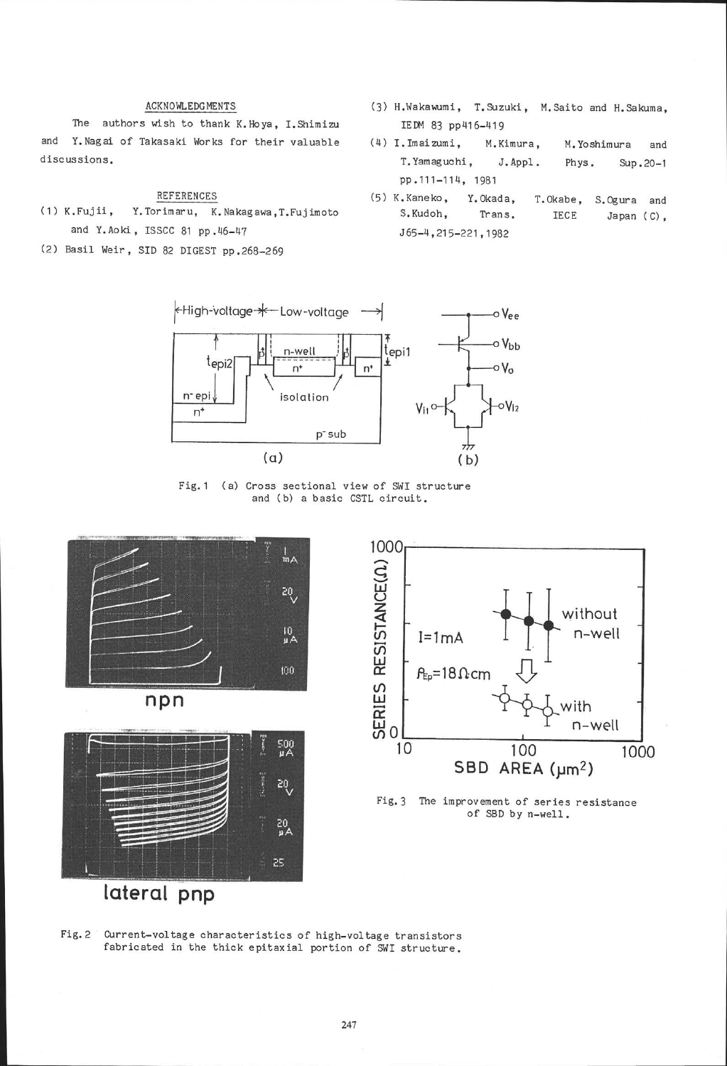## ACKNOWLEDGMENTS

The authors wish to thank K.Hoya, I.Shimizu and Y.Nagai of Takasaki Works for their valuable discussions.

## REFERENCES

(1) K.Fujii, Y.Torimaru, K.Nakagawa, T.Fujimoto and Y.Aoki, ISSCC 81 pp.46-47

(2) Basil Weir, SID 82 DIGEST pp.268-269

(3) H.Wakawumi, T.Suzuki, M.Saito and H.Sakuma, IEDM 83 pp416-419

(4) I.Imaizumi, M.Kimura, M.Yoshimura and T.Yamaguchi, J.Appl. Phys. Sup.20-1 pp.111-114, 1981

(5) K.Kaneko, Y.Okada, T.Okabe, S.Ogura and S.Kudoh, Trans. IECE Japan (C), J65-4, 215-221, 1982

Fig.1 (a) Cross sectional view of SWI structure and (b) a basic CSTL circuit.

Fig.2 Current-voltage characteristics of high-voltage transistors fabricated in the thick epitaxial portion of SWI structure.

Fig.3 The improvement of series resistance of SBD by n-well.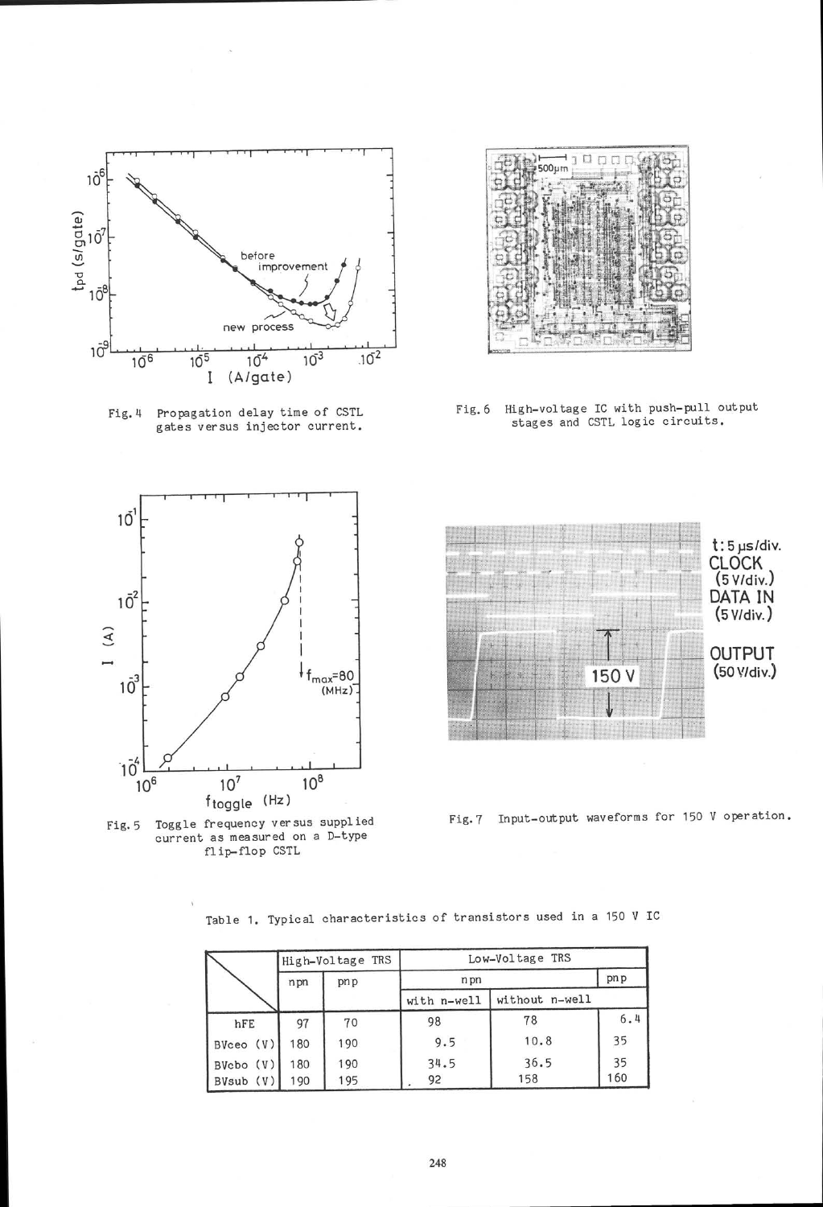$10^{-6}$

$10^{-7}$

$10^{-8}$

$10^{-9}$

$t_{pd}$ (s/gate)

before improvement

new process

$10^{-6}$ $10^{-5}$ $10^{-4}$ $10^{-3}$ $10^{-2}$

I (A/gate)

Fig. 4 Propagation delay time of CSTL gates versus injector current.

500μm

Fig. 6 High-voltage IC with push-pull output stages and CSTL logic circuits.

$10^{-1}$

$10^{-2}$

$10^{-3}$

$10^{-4}$

I (A)

$f_{max}$=80 (MHz)

$10^{6}$ $10^{7}$ $10^{8}$

$f_{toggle}$ (Hz)

Fig. 5 Toggle frequency versus supplied current as measured on a D-type flip-flop CSTL

t: 5 μs/div.

CLOCK (5 V/div.)

DATA IN (5 V/div.)

OUTPUT (50 V/div.)

150 V

Fig. 7 Input-output waveforms for 150 V operation.

Table 1. Typical characteristics of transistors used in a 150 V IC

| | High-Voltage TRS | | Low-Voltage TRS | | |
|---|---|---|---|---|---|
| | npn | pnp | npn | | pnp |
| | | | with n-well | without n-well | |
| hFE | 97 | 70 | 98 | 78 | 6.4 |
| BVceo (V) | 180 | 190 | 9.5 | 10.8 | 35 |
| BVcbo (V) | 180 | 190 | 34.5 | 36.5 | 35 |
| BVsub (V) | 190 | 195 | 92 | 158 | 160 |